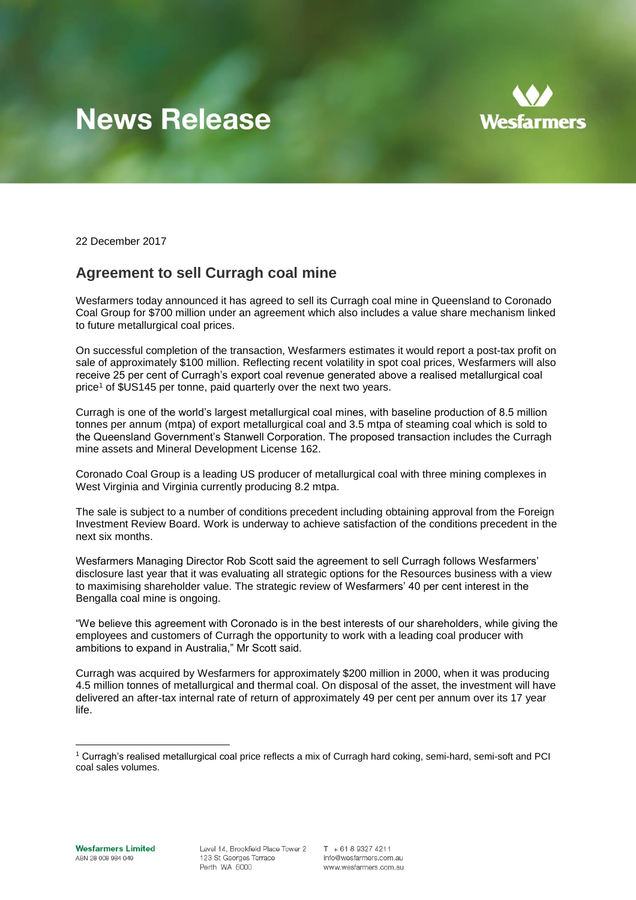# News Release

22 December 2017

## Agreement to sell Curragh coal mine

Wesfarmers today announced it has agreed to sell its Curragh coal mine in Queensland to Coronado Coal Group for $700 million under an agreement which also includes a value share mechanism linked to future metallurgical coal prices.

On successful completion of the transaction, Wesfarmers estimates it would report a post-tax profit on sale of approximately $100 million. Reflecting recent volatility in spot coal prices, Wesfarmers will also receive 25 per cent of Curragh's export coal revenue generated above a realised metallurgical coal price[1] of $US145 per tonne, paid quarterly over the next two years.

Curragh is one of the world's largest metallurgical coal mines, with baseline production of 8.5 million tonnes per annum (mtpa) of export metallurgical coal and 3.5 mtpa of steaming coal which is sold to the Queensland Government's Stanwell Corporation. The proposed transaction includes the Curragh mine assets and Mineral Development License 162.

Coronado Coal Group is a leading US producer of metallurgical coal with three mining complexes in West Virginia and Virginia currently producing 8.2 mtpa.

The sale is subject to a number of conditions precedent including obtaining approval from the Foreign Investment Review Board. Work is underway to achieve satisfaction of the conditions precedent in the next six months.

Wesfarmers Managing Director Rob Scott said the agreement to sell Curragh follows Wesfarmers' disclosure last year that it was evaluating all strategic options for the Resources business with a view to maximising shareholder value. The strategic review of Wesfarmers' 40 per cent interest in the Bengalla coal mine is ongoing.

"We believe this agreement with Coronado is in the best interests of our shareholders, while giving the employees and customers of Curragh the opportunity to work with a leading coal producer with ambitions to expand in Australia," Mr Scott said.

Curragh was acquired by Wesfarmers for approximately $200 million in 2000, when it was producing 4.5 million tonnes of metallurgical and thermal coal. On disposal of the asset, the investment will have delivered an after-tax internal rate of return of approximately 49 per cent per annum over its 17 year life.

[1] Curragh's realised metallurgical coal price reflects a mix of Curragh hard coking, semi-hard, semi-soft and PCI coal sales volumes.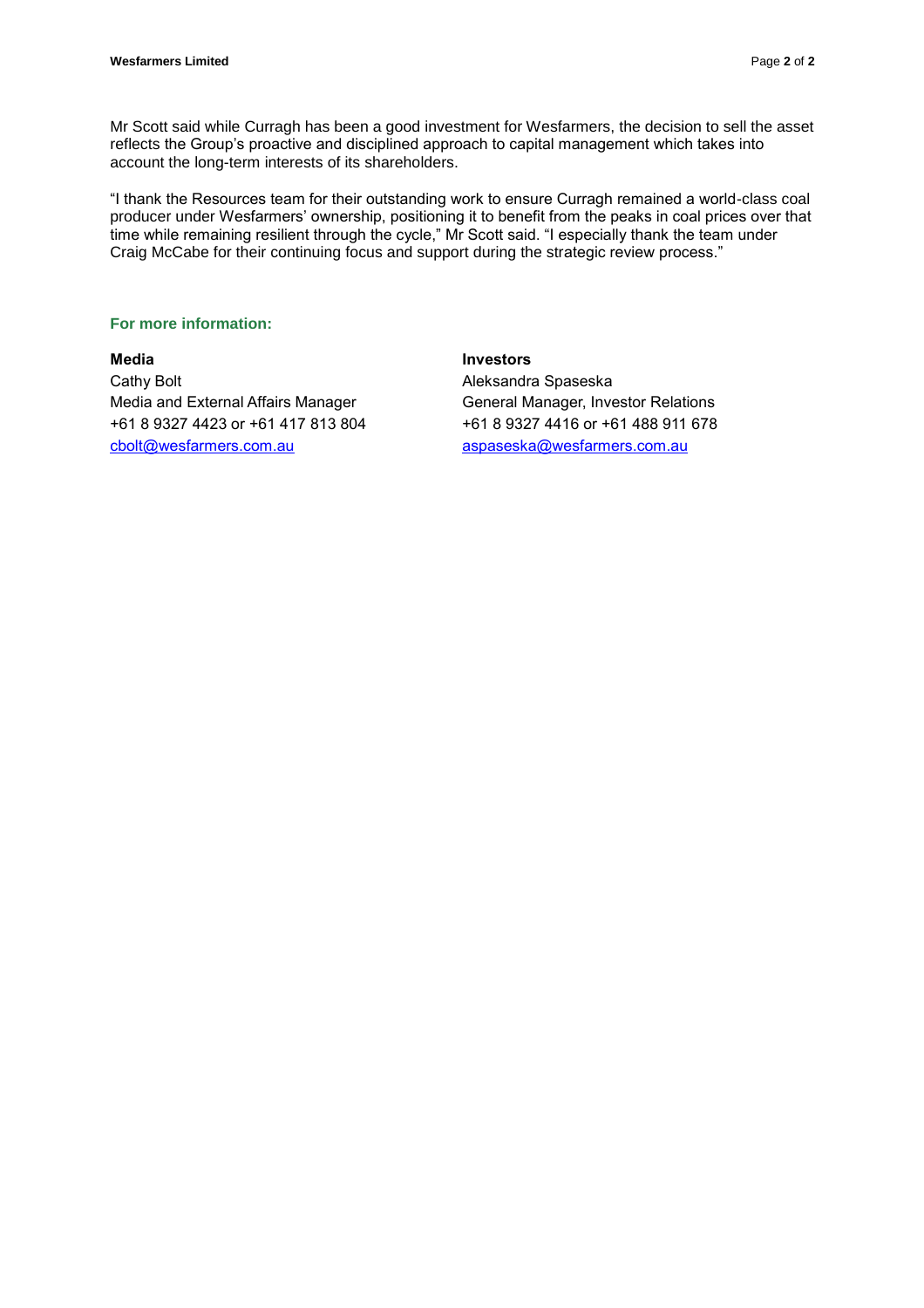Mr Scott said while Curragh has been a good investment for Wesfarmers, the decision to sell the asset reflects the Group's proactive and disciplined approach to capital management which takes into account the long-term interests of its shareholders.

"I thank the Resources team for their outstanding work to ensure Curragh remained a world-class coal producer under Wesfarmers' ownership, positioning it to benefit from the peaks in coal prices over that time while remaining resilient through the cycle," Mr Scott said. "I especially thank the team under Craig McCabe for their continuing focus and support during the strategic review process."

**For more information:**

**Media**
Cathy Bolt
Media and External Affairs Manager
+61 8 9327 4423 or +61 417 813 804
cbolt@wesfarmers.com.au

**Investors**
Aleksandra Spaseska
General Manager, Investor Relations
+61 8 9327 4416 or +61 488 911 678
aspaseska@wesfarmers.com.au